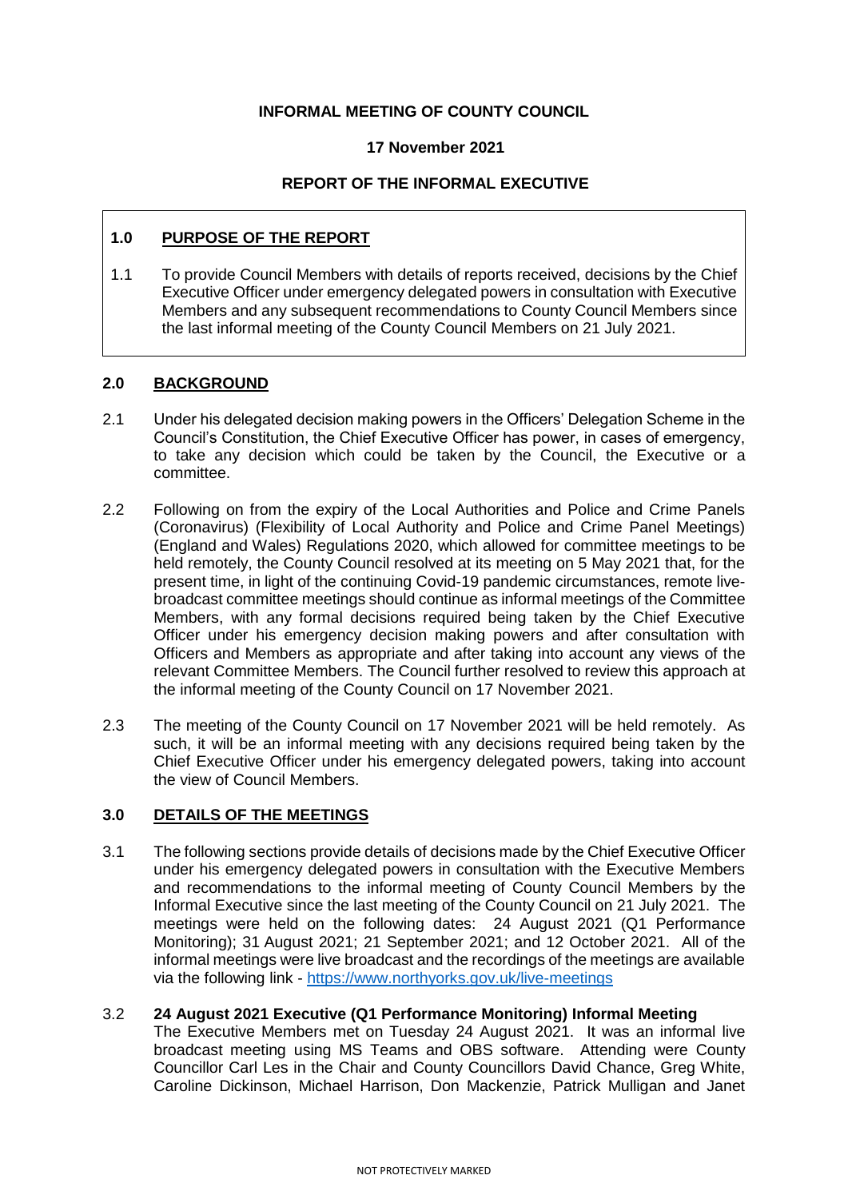**INFORMAL MEETING OF COUNTY COUNCIL**

**17 November 2021**

**REPORT OF THE INFORMAL EXECUTIVE**

## 1.0 PURPOSE OF THE REPORT

1.1 To provide Council Members with details of reports received, decisions by the Chief Executive Officer under emergency delegated powers in consultation with Executive Members and any subsequent recommendations to County Council Members since the last informal meeting of the County Council Members on 21 July 2021.

## 2.0 BACKGROUND

2.1 Under his delegated decision making powers in the Officers' Delegation Scheme in the Council's Constitution, the Chief Executive Officer has power, in cases of emergency, to take any decision which could be taken by the Council, the Executive or a committee.

2.2 Following on from the expiry of the Local Authorities and Police and Crime Panels (Coronavirus) (Flexibility of Local Authority and Police and Crime Panel Meetings) (England and Wales) Regulations 2020, which allowed for committee meetings to be held remotely, the County Council resolved at its meeting on 5 May 2021 that, for the present time, in light of the continuing Covid-19 pandemic circumstances, remote live-broadcast committee meetings should continue as informal meetings of the Committee Members, with any formal decisions required being taken by the Chief Executive Officer under his emergency decision making powers and after consultation with Officers and Members as appropriate and after taking into account any views of the relevant Committee Members. The Council further resolved to review this approach at the informal meeting of the County Council on 17 November 2021.

2.3 The meeting of the County Council on 17 November 2021 will be held remotely. As such, it will be an informal meeting with any decisions required being taken by the Chief Executive Officer under his emergency delegated powers, taking into account the view of Council Members.

## 3.0 DETAILS OF THE MEETINGS

3.1 The following sections provide details of decisions made by the Chief Executive Officer under his emergency delegated powers in consultation with the Executive Members and recommendations to the informal meeting of County Council Members by the Informal Executive since the last meeting of the County Council on 21 July 2021. The meetings were held on the following dates: 24 August 2021 (Q1 Performance Monitoring); 31 August 2021; 21 September 2021; and 12 October 2021. All of the informal meetings were live broadcast and the recordings of the meetings are available via the following link - https://www.northyorks.gov.uk/live-meetings

3.2 **24 August 2021 Executive (Q1 Performance Monitoring) Informal Meeting**
The Executive Members met on Tuesday 24 August 2021. It was an informal live broadcast meeting using MS Teams and OBS software. Attending were County Councillor Carl Les in the Chair and County Councillors David Chance, Greg White, Caroline Dickinson, Michael Harrison, Don Mackenzie, Patrick Mulligan and Janet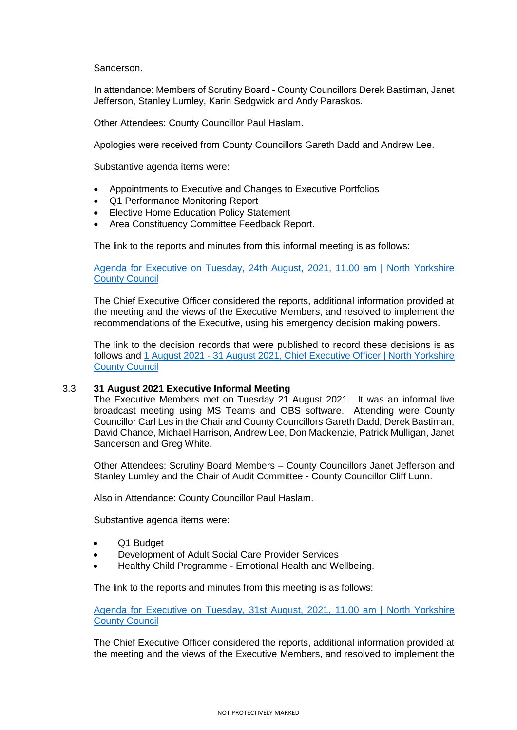Sanderson.

In attendance: Members of Scrutiny Board - County Councillors Derek Bastiman, Janet Jefferson, Stanley Lumley, Karin Sedgwick and Andy Paraskos.

Other Attendees: County Councillor Paul Haslam.

Apologies were received from County Councillors Gareth Dadd and Andrew Lee.

Substantive agenda items were:

- Appointments to Executive and Changes to Executive Portfolios
- Q1 Performance Monitoring Report
- Elective Home Education Policy Statement
- Area Constituency Committee Feedback Report.

The link to the reports and minutes from this informal meeting is as follows:

[Agenda for Executive on Tuesday, 24th August, 2021, 11.00 am | North Yorkshire County Council]()

The Chief Executive Officer considered the reports, additional information provided at the meeting and the views of the Executive Members, and resolved to implement the recommendations of the Executive, using his emergency decision making powers.

The link to the decision records that were published to record these decisions is as follows and [1 August 2021 - 31 August 2021, Chief Executive Officer | North Yorkshire County Council]()

### 3.3 31 August 2021 Executive Informal Meeting

The Executive Members met on Tuesday 21 August 2021. It was an informal live broadcast meeting using MS Teams and OBS software. Attending were County Councillor Carl Les in the Chair and County Councillors Gareth Dadd, Derek Bastiman, David Chance, Michael Harrison, Andrew Lee, Don Mackenzie, Patrick Mulligan, Janet Sanderson and Greg White.

Other Attendees: Scrutiny Board Members – County Councillors Janet Jefferson and Stanley Lumley and the Chair of Audit Committee - County Councillor Cliff Lunn.

Also in Attendance: County Councillor Paul Haslam.

Substantive agenda items were:

- Q1 Budget
- Development of Adult Social Care Provider Services
- Healthy Child Programme - Emotional Health and Wellbeing.

The link to the reports and minutes from this meeting is as follows:

[Agenda for Executive on Tuesday, 31st August, 2021, 11.00 am | North Yorkshire County Council]()

The Chief Executive Officer considered the reports, additional information provided at the meeting and the views of the Executive Members, and resolved to implement the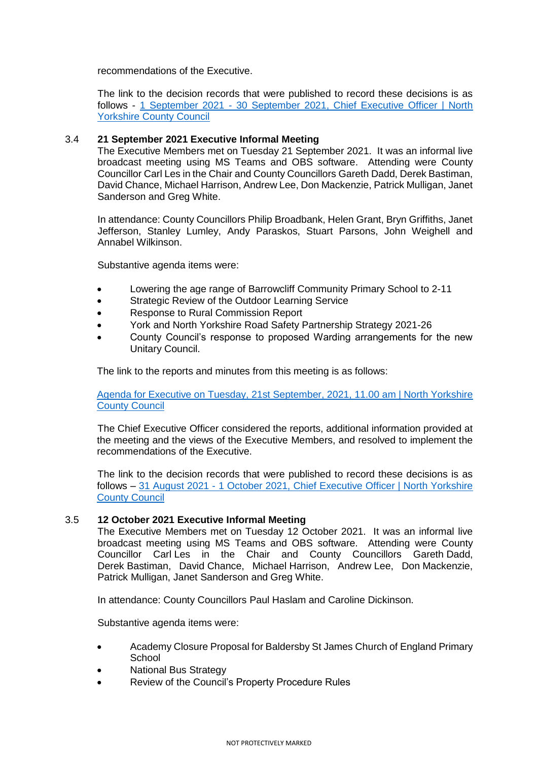recommendations of the Executive.

The link to the decision records that were published to record these decisions is as follows - [1 September 2021 - 30 September 2021, Chief Executive Officer | North Yorkshire County Council]

### 3.4 21 September 2021 Executive Informal Meeting

The Executive Members met on Tuesday 21 September 2021. It was an informal live broadcast meeting using MS Teams and OBS software. Attending were County Councillor Carl Les in the Chair and County Councillors Gareth Dadd, Derek Bastiman, David Chance, Michael Harrison, Andrew Lee, Don Mackenzie, Patrick Mulligan, Janet Sanderson and Greg White.

In attendance: County Councillors Philip Broadbank, Helen Grant, Bryn Griffiths, Janet Jefferson, Stanley Lumley, Andy Paraskos, Stuart Parsons, John Weighell and Annabel Wilkinson.

Substantive agenda items were:

- Lowering the age range of Barrowcliff Community Primary School to 2-11
- Strategic Review of the Outdoor Learning Service
- Response to Rural Commission Report
- York and North Yorkshire Road Safety Partnership Strategy 2021-26
- County Council's response to proposed Warding arrangements for the new Unitary Council.

The link to the reports and minutes from this meeting is as follows:

[Agenda for Executive on Tuesday, 21st September, 2021, 11.00 am | North Yorkshire County Council]

The Chief Executive Officer considered the reports, additional information provided at the meeting and the views of the Executive Members, and resolved to implement the recommendations of the Executive.

The link to the decision records that were published to record these decisions is as follows – [31 August 2021 - 1 October 2021, Chief Executive Officer | North Yorkshire County Council]

### 3.5 12 October 2021 Executive Informal Meeting

The Executive Members met on Tuesday 12 October 2021. It was an informal live broadcast meeting using MS Teams and OBS software. Attending were County Councillor Carl Les in the Chair and County Councillors Gareth Dadd, Derek Bastiman, David Chance, Michael Harrison, Andrew Lee, Don Mackenzie, Patrick Mulligan, Janet Sanderson and Greg White.

In attendance: County Councillors Paul Haslam and Caroline Dickinson.

Substantive agenda items were:

- Academy Closure Proposal for Baldersby St James Church of England Primary School
- National Bus Strategy
- Review of the Council's Property Procedure Rules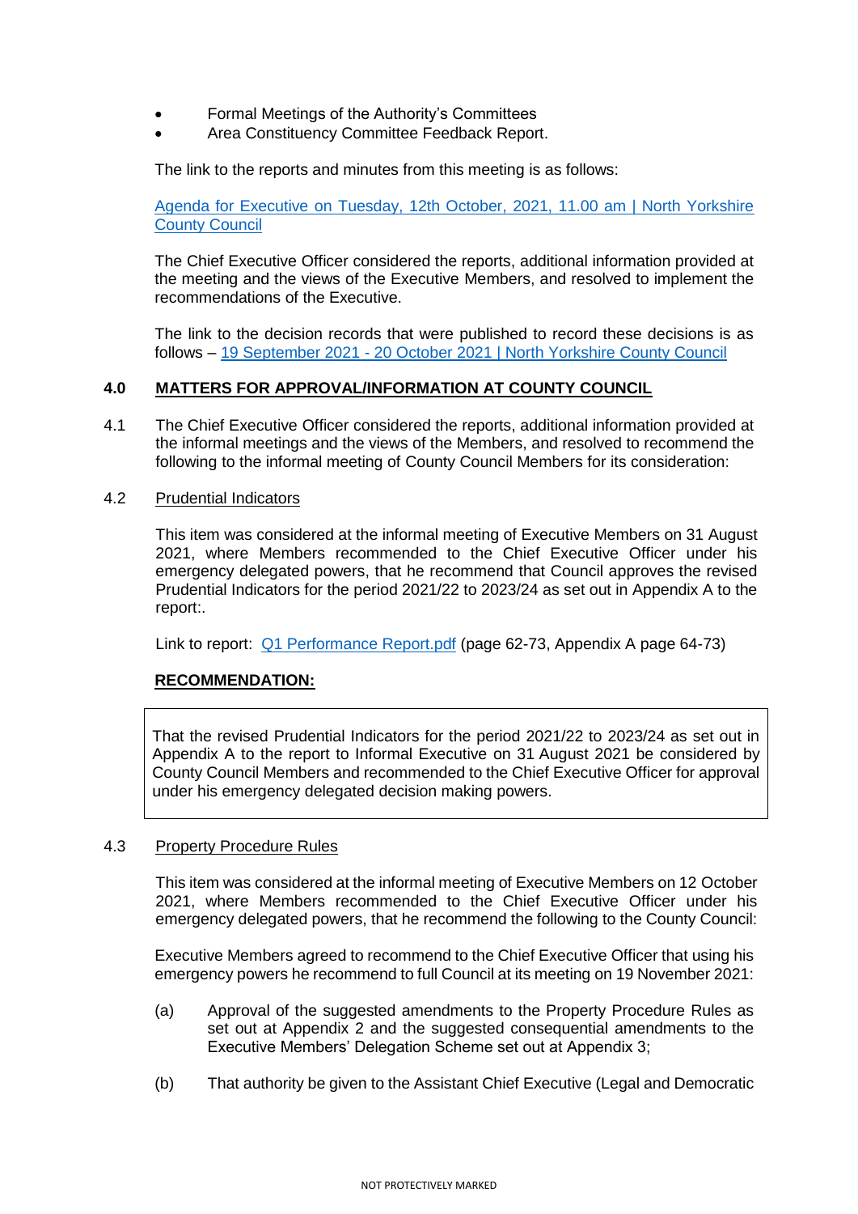- Formal Meetings of the Authority's Committees
- Area Constituency Committee Feedback Report.

The link to the reports and minutes from this meeting is as follows:

[Agenda for Executive on Tuesday, 12th October, 2021, 11.00 am | North Yorkshire County Council]()

The Chief Executive Officer considered the reports, additional information provided at the meeting and the views of the Executive Members, and resolved to implement the recommendations of the Executive.

The link to the decision records that were published to record these decisions is as follows – [19 September 2021 - 20 October 2021 | North Yorkshire County Council]()

## 4.0 MATTERS FOR APPROVAL/INFORMATION AT COUNTY COUNCIL

4.1 The Chief Executive Officer considered the reports, additional information provided at the informal meetings and the views of the Members, and resolved to recommend the following to the informal meeting of County Council Members for its consideration:

4.2 Prudential Indicators

This item was considered at the informal meeting of Executive Members on 31 August 2021, where Members recommended to the Chief Executive Officer under his emergency delegated powers, that he recommend that Council approves the revised Prudential Indicators for the period 2021/22 to 2023/24 as set out in Appendix A to the report:.

Link to report: [Q1 Performance Report.pdf]() (page 62-73, Appendix A page 64-73)

**RECOMMENDATION:**

That the revised Prudential Indicators for the period 2021/22 to 2023/24 as set out in Appendix A to the report to Informal Executive on 31 August 2021 be considered by County Council Members and recommended to the Chief Executive Officer for approval under his emergency delegated decision making powers.

4.3 Property Procedure Rules

This item was considered at the informal meeting of Executive Members on 12 October 2021, where Members recommended to the Chief Executive Officer under his emergency delegated powers, that he recommend the following to the County Council:

Executive Members agreed to recommend to the Chief Executive Officer that using his emergency powers he recommend to full Council at its meeting on 19 November 2021:

(a) Approval of the suggested amendments to the Property Procedure Rules as set out at Appendix 2 and the suggested consequential amendments to the Executive Members' Delegation Scheme set out at Appendix 3;

(b) That authority be given to the Assistant Chief Executive (Legal and Democratic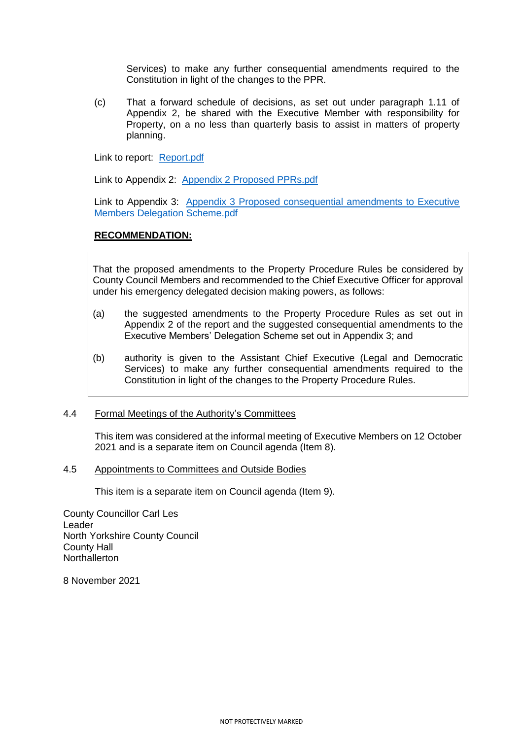Services) to make any further consequential amendments required to the Constitution in light of the changes to the PPR.

(c) That a forward schedule of decisions, as set out under paragraph 1.11 of Appendix 2, be shared with the Executive Member with responsibility for Property, on a no less than quarterly basis to assist in matters of property planning.

Link to report: [Report.pdf]

Link to Appendix 2: [Appendix 2 Proposed PPRs.pdf]

Link to Appendix 3: [Appendix 3 Proposed consequential amendments to Executive Members Delegation Scheme.pdf]

**RECOMMENDATION:**

That the proposed amendments to the Property Procedure Rules be considered by County Council Members and recommended to the Chief Executive Officer for approval under his emergency delegated decision making powers, as follows:

(a) the suggested amendments to the Property Procedure Rules as set out in Appendix 2 of the report and the suggested consequential amendments to the Executive Members' Delegation Scheme set out in Appendix 3; and

(b) authority is given to the Assistant Chief Executive (Legal and Democratic Services) to make any further consequential amendments required to the Constitution in light of the changes to the Property Procedure Rules.

4.4 Formal Meetings of the Authority's Committees

This item was considered at the informal meeting of Executive Members on 12 October 2021 and is a separate item on Council agenda (Item 8).

4.5 Appointments to Committees and Outside Bodies

This item is a separate item on Council agenda (Item 9).

County Councillor Carl Les
Leader
North Yorkshire County Council
County Hall
Northallerton

8 November 2021

NOT PROTECTIVELY MARKED